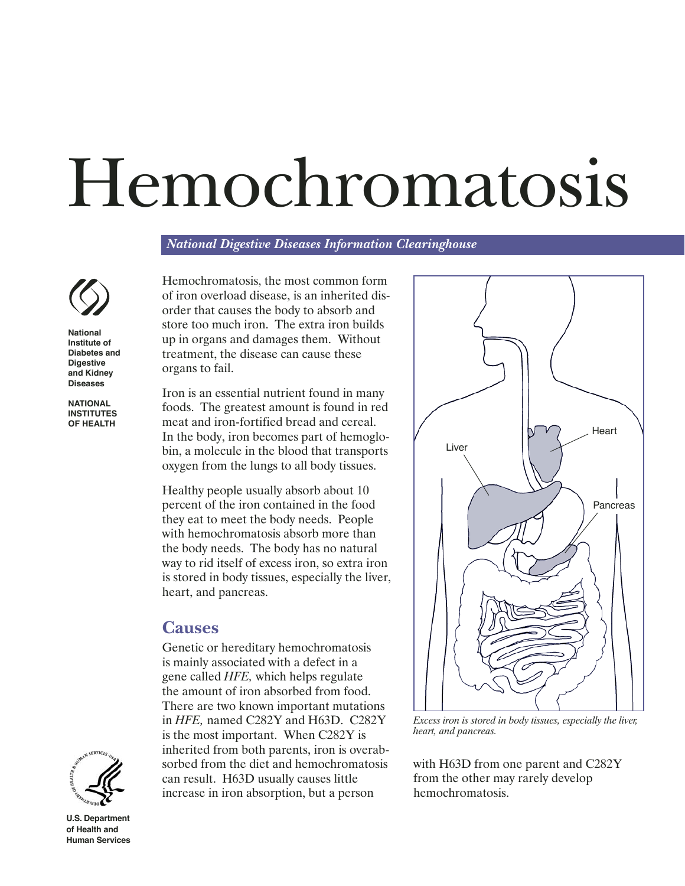# Hemochromatosis

*National Digestive Diseases Information Clearinghouse*

National Institute of Diabetes and Digestive and Kidney Diseases

NATIONAL INSTITUTES OF HEALTH

U.S. Department of Health and Human Services

Hemochromatosis, the most common form of iron overload disease, is an inherited disorder that causes the body to absorb and store too much iron. The extra iron builds up in organs and damages them. Without treatment, the disease can cause these organs to fail.

Iron is an essential nutrient found in many foods. The greatest amount is found in red meat and iron-fortified bread and cereal. In the body, iron becomes part of hemoglobin, a molecule in the blood that transports oxygen from the lungs to all body tissues.

Healthy people usually absorb about 10 percent of the iron contained in the food they eat to meet the body needs. People with hemochromatosis absorb more than the body needs. The body has no natural way to rid itself of excess iron, so extra iron is stored in body tissues, especially the liver, heart, and pancreas.

*Excess iron is stored in body tissues, especially the liver, heart, and pancreas.*

## Causes

Genetic or hereditary hemochromatosis is mainly associated with a defect in a gene called *HFE,* which helps regulate the amount of iron absorbed from food. There are two known important mutations in *HFE,* named C282Y and H63D. C282Y is the most important. When C282Y is inherited from both parents, iron is overabsorbed from the diet and hemochromatosis can result. H63D usually causes little increase in iron absorption, but a person with H63D from one parent and C282Y from the other may rarely develop hemochromatosis.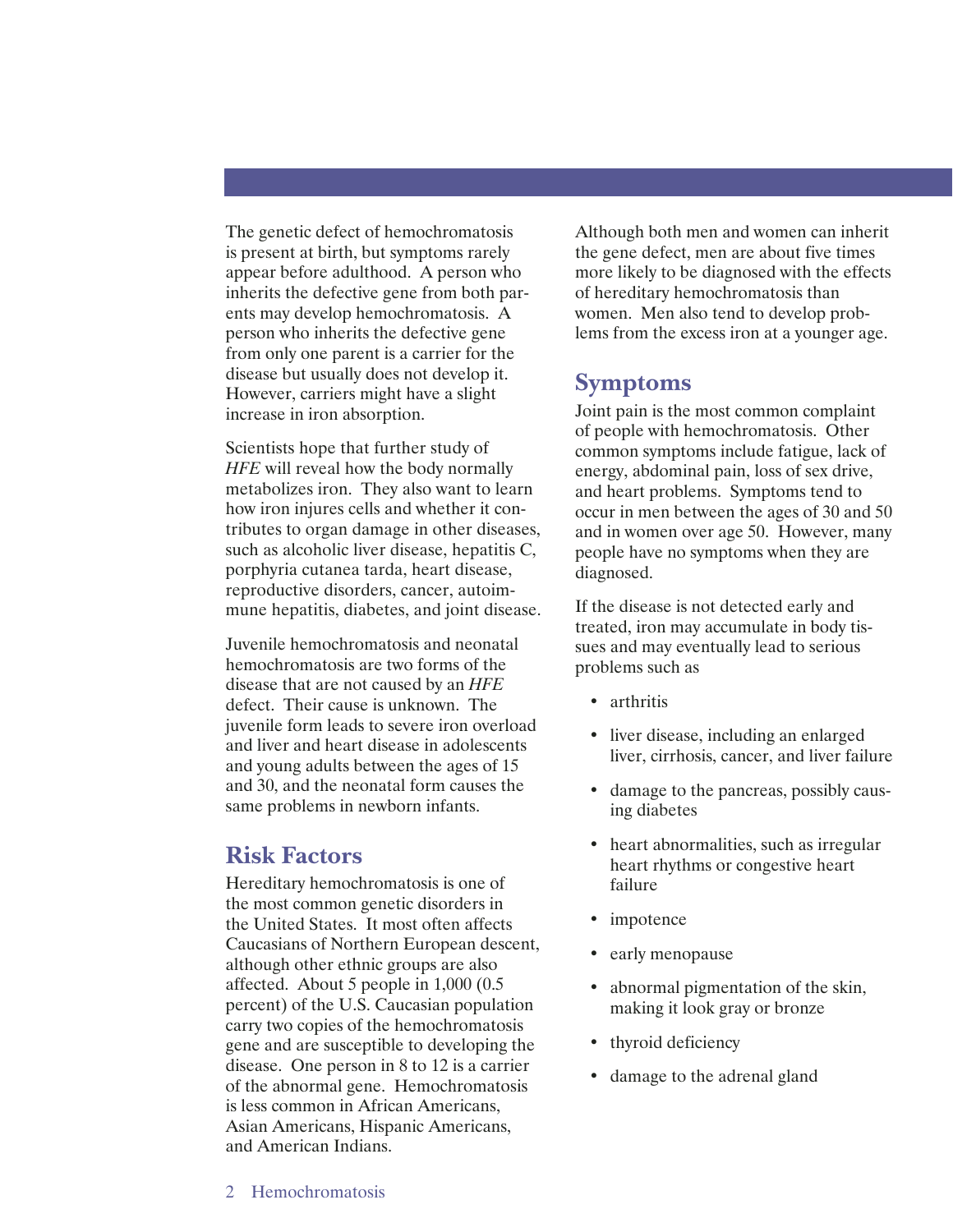The genetic defect of hemochromatosis is present at birth, but symptoms rarely appear before adulthood. A person who inherits the defective gene from both parents may develop hemochromatosis. A person who inherits the defective gene from only one parent is a carrier for the disease but usually does not develop it. However, carriers might have a slight increase in iron absorption.

Scientists hope that further study of *HFE* will reveal how the body normally metabolizes iron. They also want to learn how iron injures cells and whether it contributes to organ damage in other diseases, such as alcoholic liver disease, hepatitis C, porphyria cutanea tarda, heart disease, reproductive disorders, cancer, autoimmune hepatitis, diabetes, and joint disease.

Juvenile hemochromatosis and neonatal hemochromatosis are two forms of the disease that are not caused by an *HFE* defect. Their cause is unknown. The juvenile form leads to severe iron overload and liver and heart disease in adolescents and young adults between the ages of 15 and 30, and the neonatal form causes the same problems in newborn infants.

## Risk Factors

Hereditary hemochromatosis is one of the most common genetic disorders in the United States. It most often affects Caucasians of Northern European descent, although other ethnic groups are also affected. About 5 people in 1,000 (0.5 percent) of the U.S. Caucasian population carry two copies of the hemochromatosis gene and are susceptible to developing the disease. One person in 8 to 12 is a carrier of the abnormal gene. Hemochromatosis is less common in African Americans, Asian Americans, Hispanic Americans, and American Indians.

Although both men and women can inherit the gene defect, men are about five times more likely to be diagnosed with the effects of hereditary hemochromatosis than women. Men also tend to develop problems from the excess iron at a younger age.

## Symptoms

Joint pain is the most common complaint of people with hemochromatosis. Other common symptoms include fatigue, lack of energy, abdominal pain, loss of sex drive, and heart problems. Symptoms tend to occur in men between the ages of 30 and 50 and in women over age 50. However, many people have no symptoms when they are diagnosed.

If the disease is not detected early and treated, iron may accumulate in body tissues and may eventually lead to serious problems such as

- arthritis
- liver disease, including an enlarged liver, cirrhosis, cancer, and liver failure
- damage to the pancreas, possibly causing diabetes
- heart abnormalities, such as irregular heart rhythms or congestive heart failure
- impotence
- early menopause
- abnormal pigmentation of the skin, making it look gray or bronze
- thyroid deficiency
- damage to the adrenal gland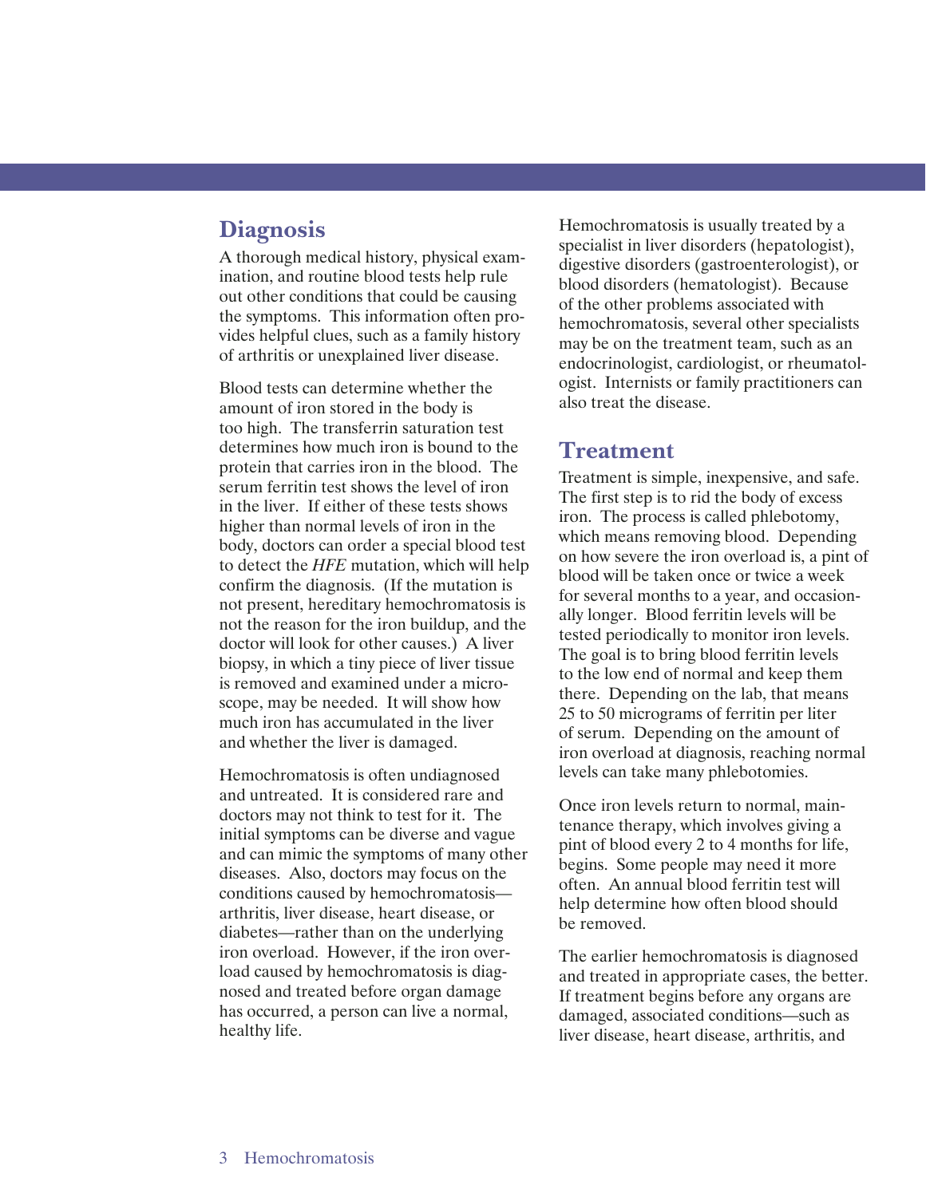## Diagnosis

A thorough medical history, physical examination, and routine blood tests help rule out other conditions that could be causing the symptoms. This information often provides helpful clues, such as a family history of arthritis or unexplained liver disease.

Blood tests can determine whether the amount of iron stored in the body is too high. The transferrin saturation test determines how much iron is bound to the protein that carries iron in the blood. The serum ferritin test shows the level of iron in the liver. If either of these tests shows higher than normal levels of iron in the body, doctors can order a special blood test to detect the *HFE* mutation, which will help confirm the diagnosis. (If the mutation is not present, hereditary hemochromatosis is not the reason for the iron buildup, and the doctor will look for other causes.) A liver biopsy, in which a tiny piece of liver tissue is removed and examined under a microscope, may be needed. It will show how much iron has accumulated in the liver and whether the liver is damaged.

Hemochromatosis is often undiagnosed and untreated. It is considered rare and doctors may not think to test for it. The initial symptoms can be diverse and vague and can mimic the symptoms of many other diseases. Also, doctors may focus on the conditions caused by hemochromatosis—arthritis, liver disease, heart disease, or diabetes—rather than on the underlying iron overload. However, if the iron overload caused by hemochromatosis is diagnosed and treated before organ damage has occurred, a person can live a normal, healthy life.

Hemochromatosis is usually treated by a specialist in liver disorders (hepatologist), digestive disorders (gastroenterologist), or blood disorders (hematologist). Because of the other problems associated with hemochromatosis, several other specialists may be on the treatment team, such as an endocrinologist, cardiologist, or rheumatologist. Internists or family practitioners can also treat the disease.

## Treatment

Treatment is simple, inexpensive, and safe. The first step is to rid the body of excess iron. The process is called phlebotomy, which means removing blood. Depending on how severe the iron overload is, a pint of blood will be taken once or twice a week for several months to a year, and occasionally longer. Blood ferritin levels will be tested periodically to monitor iron levels. The goal is to bring blood ferritin levels to the low end of normal and keep them there. Depending on the lab, that means 25 to 50 micrograms of ferritin per liter of serum. Depending on the amount of iron overload at diagnosis, reaching normal levels can take many phlebotomies.

Once iron levels return to normal, maintenance therapy, which involves giving a pint of blood every 2 to 4 months for life, begins. Some people may need it more often. An annual blood ferritin test will help determine how often blood should be removed.

The earlier hemochromatosis is diagnosed and treated in appropriate cases, the better. If treatment begins before any organs are damaged, associated conditions—such as liver disease, heart disease, arthritis, and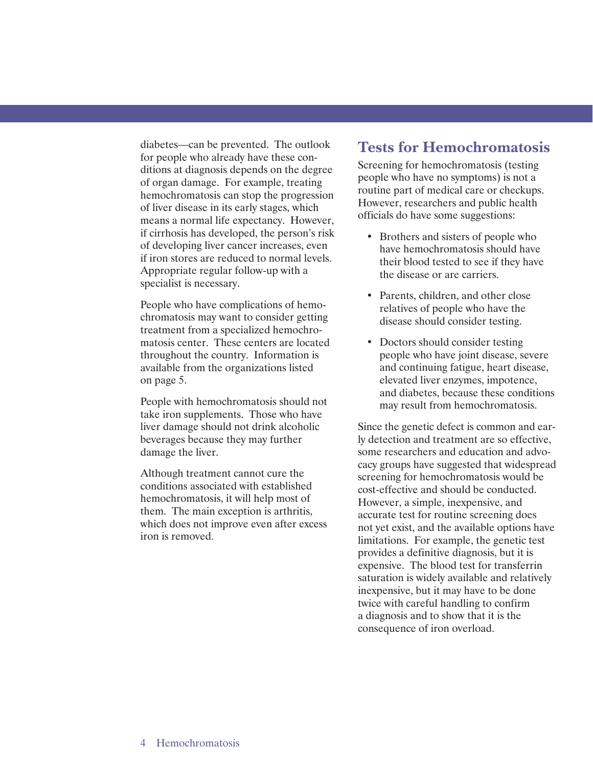diabetes—can be prevented. The outlook for people who already have these conditions at diagnosis depends on the degree of organ damage. For example, treating hemochromatosis can stop the progression of liver disease in its early stages, which means a normal life expectancy. However, if cirrhosis has developed, the person's risk of developing liver cancer increases, even if iron stores are reduced to normal levels. Appropriate regular follow-up with a specialist is necessary.

People who have complications of hemochromatosis may want to consider getting treatment from a specialized hemochromatosis center. These centers are located throughout the country. Information is available from the organizations listed on page 5.

People with hemochromatosis should not take iron supplements. Those who have liver damage should not drink alcoholic beverages because they may further damage the liver.

Although treatment cannot cure the conditions associated with established hemochromatosis, it will help most of them. The main exception is arthritis, which does not improve even after excess iron is removed.

## Tests for Hemochromatosis

Screening for hemochromatosis (testing people who have no symptoms) is not a routine part of medical care or checkups. However, researchers and public health officials do have some suggestions:

- Brothers and sisters of people who have hemochromatosis should have their blood tested to see if they have the disease or are carriers.
- Parents, children, and other close relatives of people who have the disease should consider testing.
- Doctors should consider testing people who have joint disease, severe and continuing fatigue, heart disease, elevated liver enzymes, impotence, and diabetes, because these conditions may result from hemochromatosis.

Since the genetic defect is common and early detection and treatment are so effective, some researchers and education and advocacy groups have suggested that widespread screening for hemochromatosis would be cost-effective and should be conducted. However, a simple, inexpensive, and accurate test for routine screening does not yet exist, and the available options have limitations. For example, the genetic test provides a definitive diagnosis, but it is expensive. The blood test for transferrin saturation is widely available and relatively inexpensive, but it may have to be done twice with careful handling to confirm a diagnosis and to show that it is the consequence of iron overload.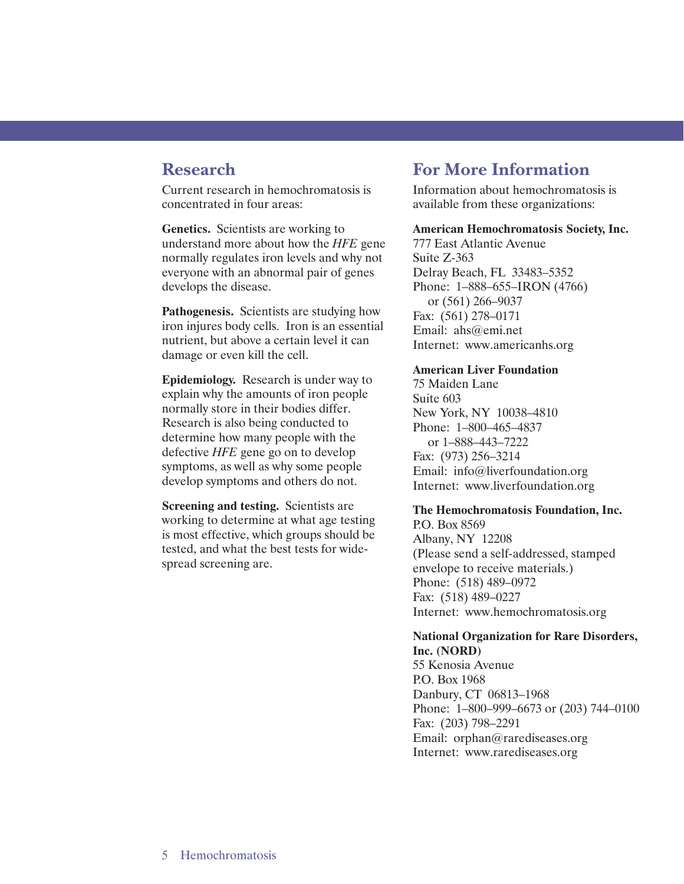## Research

Current research in hemochromatosis is concentrated in four areas:

**Genetics.** Scientists are working to understand more about how the *HFE* gene normally regulates iron levels and why not everyone with an abnormal pair of genes develops the disease.

**Pathogenesis.** Scientists are studying how iron injures body cells. Iron is an essential nutrient, but above a certain level it can damage or even kill the cell.

**Epidemiology.** Research is under way to explain why the amounts of iron people normally store in their bodies differ. Research is also being conducted to determine how many people with the defective *HFE* gene go on to develop symptoms, as well as why some people develop symptoms and others do not.

**Screening and testing.** Scientists are working to determine at what age testing is most effective, which groups should be tested, and what the best tests for widespread screening are.

## For More Information

Information about hemochromatosis is available from these organizations:

**American Hemochromatosis Society, Inc.**
777 East Atlantic Avenue
Suite Z-363
Delray Beach, FL 33483–5352
Phone: 1–888–655–IRON (4766)
or (561) 266–9037
Fax: (561) 278–0171
Email: ahs@emi.net
Internet: www.americanhs.org

**American Liver Foundation**
75 Maiden Lane
Suite 603
New York, NY 10038–4810
Phone: 1–800–465–4837
or 1–888–443–7222
Fax: (973) 256–3214
Email: info@liverfoundation.org
Internet: www.liverfoundation.org

**The Hemochromatosis Foundation, Inc.**
P.O. Box 8569
Albany, NY 12208
(Please send a self-addressed, stamped envelope to receive materials.)
Phone: (518) 489–0972
Fax: (518) 489–0227
Internet: www.hemochromatosis.org

**National Organization for Rare Disorders, Inc. (NORD)**
55 Kenosia Avenue
P.O. Box 1968
Danbury, CT 06813–1968
Phone: 1–800–999–6673 or (203) 744–0100
Fax: (203) 798–2291
Email: orphan@rarediseases.org
Internet: www.rarediseases.org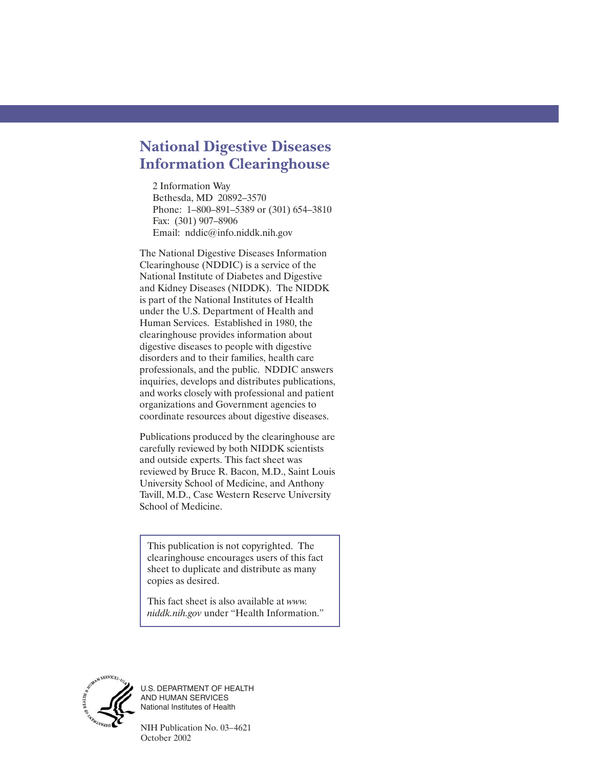## National Digestive Diseases Information Clearinghouse

2 Information Way
Bethesda, MD 20892–3570
Phone: 1–800–891–5389 or (301) 654–3810
Fax: (301) 907–8906
Email: nddic@info.niddk.nih.gov

The National Digestive Diseases Information Clearinghouse (NDDIC) is a service of the National Institute of Diabetes and Digestive and Kidney Diseases (NIDDK). The NIDDK is part of the National Institutes of Health under the U.S. Department of Health and Human Services. Established in 1980, the clearinghouse provides information about digestive diseases to people with digestive disorders and to their families, health care professionals, and the public. NDDIC answers inquiries, develops and distributes publications, and works closely with professional and patient organizations and Government agencies to coordinate resources about digestive diseases.

Publications produced by the clearinghouse are carefully reviewed by both NIDDK scientists and outside experts. This fact sheet was reviewed by Bruce R. Bacon, M.D., Saint Louis University School of Medicine, and Anthony Tavill, M.D., Case Western Reserve University School of Medicine.

This publication is not copyrighted. The clearinghouse encourages users of this fact sheet to duplicate and distribute as many copies as desired.

This fact sheet is also available at *www.niddk.nih.gov* under "Health Information."

U.S. DEPARTMENT OF HEALTH AND HUMAN SERVICES
National Institutes of Health

NIH Publication No. 03–4621
October 2002